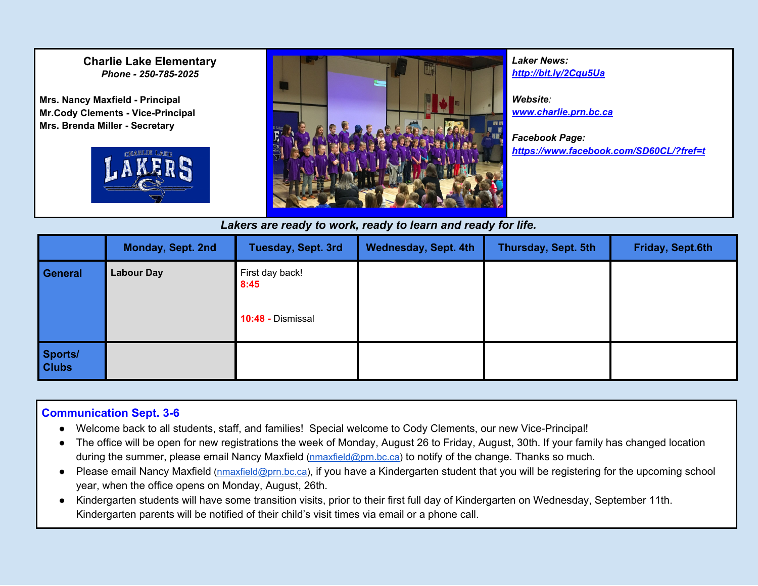**Charlie Lake Elementary**
***Phone - 250-785-2025***

**Mrs. Nancy Maxfield - Principal**
**Mr.Cody Clements - Vice-Principal**
**Mrs. Brenda Miller - Secretary**

***Laker News:***
***http://bit.ly/2Cqu5Ua***

***Website:***
***www.charlie.prn.bc.ca***

***Facebook Page:***
***https://www.facebook.com/SD60CL/?fref=t***

***Lakers are ready to work, ready to learn and ready for life.***

| | Monday, Sept. 2nd | Tuesday, Sept. 3rd | Wednesday, Sept. 4th | Thursday, Sept. 5th | Friday, Sept.6th |
|---|---|---|---|---|---|
| **General** | **Labour Day** | First day back! **8:45** **10:48** - Dismissal | | | |
| **Sports/ Clubs** | | | | | |

## Communication Sept. 3-6

- Welcome back to all students, staff, and families! Special welcome to Cody Clements, our new Vice-Principal!
- The office will be open for new registrations the week of Monday, August 26 to Friday, August, 30th. If your family has changed location during the summer, please email Nancy Maxfield (nmaxfield@prn.bc.ca) to notify of the change. Thanks so much.
- Please email Nancy Maxfield (nmaxfield@prn.bc.ca), if you have a Kindergarten student that you will be registering for the upcoming school year, when the office opens on Monday, August, 26th.
- Kindergarten students will have some transition visits, prior to their first full day of Kindergarten on Wednesday, September 11th. Kindergarten parents will be notified of their child's visit times via email or a phone call.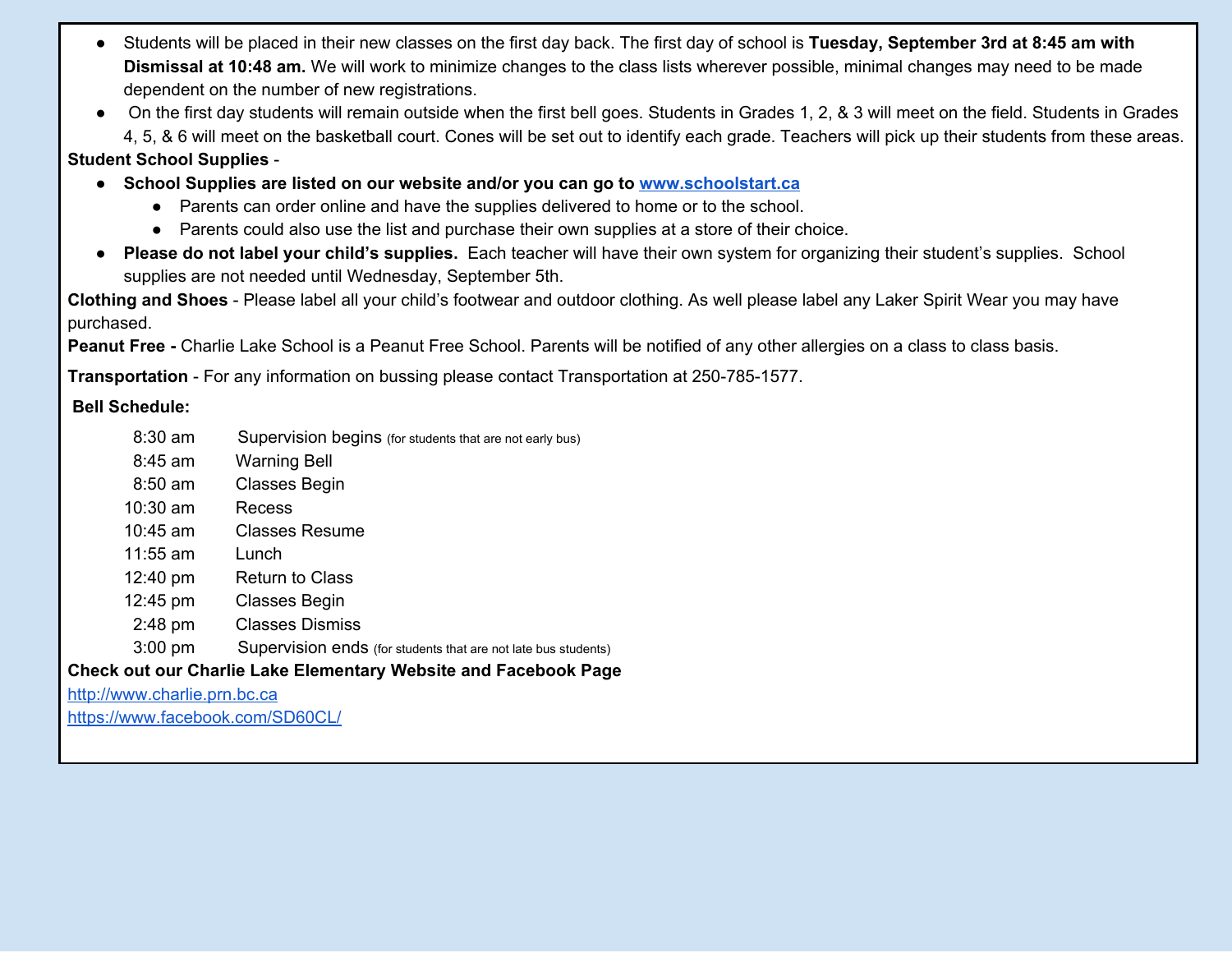- Students will be placed in their new classes on the first day back. The first day of school is **Tuesday, September 3rd at 8:45 am with Dismissal at 10:48 am.** We will work to minimize changes to the class lists wherever possible, minimal changes may need to be made dependent on the number of new registrations.
- On the first day students will remain outside when the first bell goes. Students in Grades 1, 2, & 3 will meet on the field. Students in Grades 4, 5, & 6 will meet on the basketball court. Cones will be set out to identify each grade. Teachers will pick up their students from these areas.

**Student School Supplies** -

- **School Supplies are listed on our website and/or you can go to [www.schoolstart.ca](www.schoolstart.ca)**
  - Parents can order online and have the supplies delivered to home or to the school.
  - Parents could also use the list and purchase their own supplies at a store of their choice.
- **Please do not label your child's supplies.** Each teacher will have their own system for organizing their student's supplies. School supplies are not needed until Wednesday, September 5th.

**Clothing and Shoes** - Please label all your child's footwear and outdoor clothing. As well please label any Laker Spirit Wear you may have purchased.

**Peanut Free -** Charlie Lake School is a Peanut Free School. Parents will be notified of any other allergies on a class to class basis.

**Transportation** - For any information on bussing please contact Transportation at 250-785-1577.

**Bell Schedule:**

| | |
|---|---|
| 8:30 am | Supervision begins (for students that are not early bus) |
| 8:45 am | Warning Bell |
| 8:50 am | Classes Begin |
| 10:30 am | Recess |
| 10:45 am | Classes Resume |
| 11:55 am | Lunch |
| 12:40 pm | Return to Class |
| 12:45 pm | Classes Begin |
| 2:48 pm | Classes Dismiss |
| 3:00 pm | Supervision ends (for students that are not late bus students) |

**Check out our Charlie Lake Elementary Website and Facebook Page**

[http://www.charlie.prn.bc.ca](http://www.charlie.prn.bc.ca)

[https://www.facebook.com/SD60CL/](https://www.facebook.com/SD60CL/)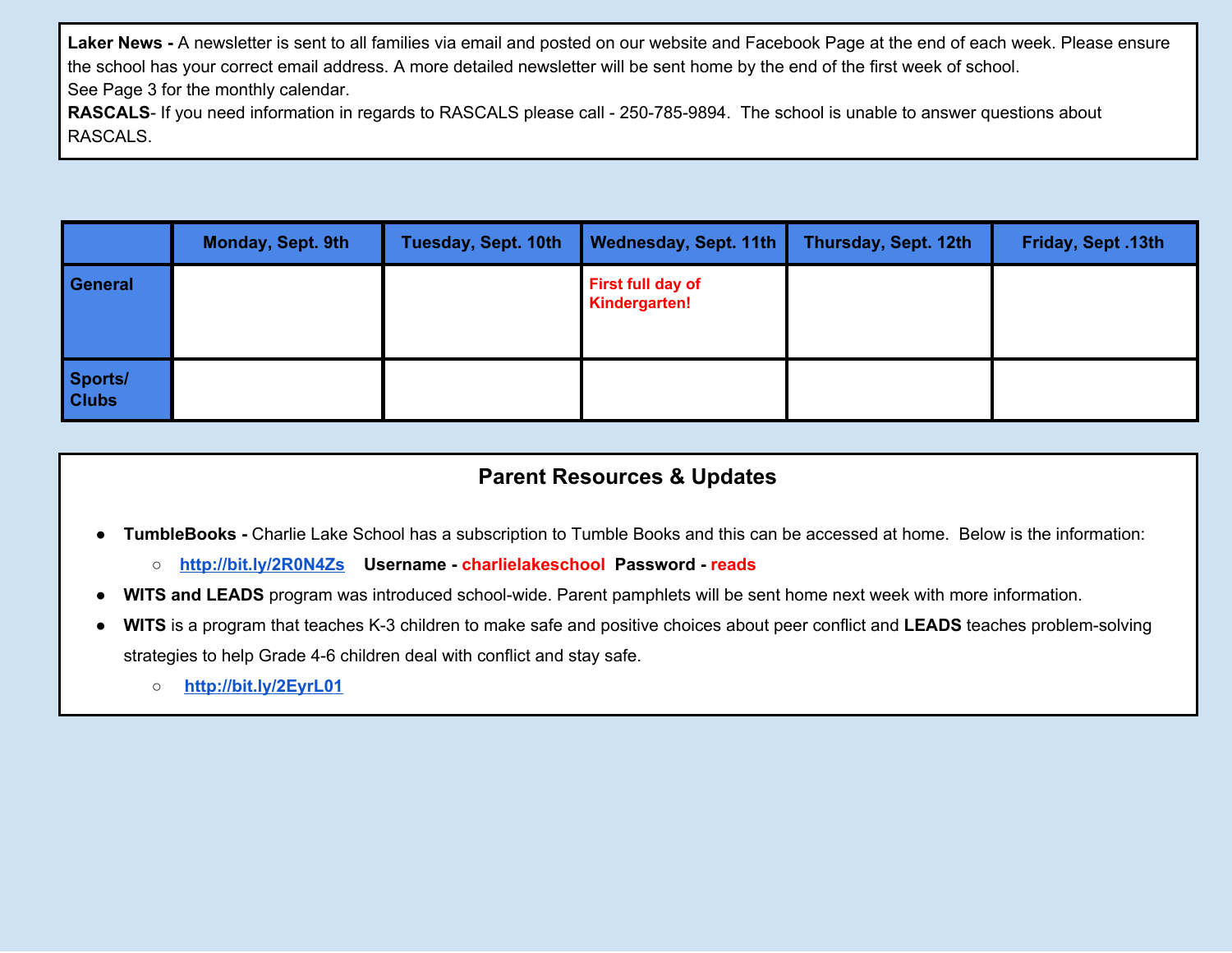**Laker News -** A newsletter is sent to all families via email and posted on our website and Facebook Page at the end of each week. Please ensure the school has your correct email address. A more detailed newsletter will be sent home by the end of the first week of school.
See Page 3 for the monthly calendar.
**RASCALS**- If you need information in regards to RASCALS please call - 250-785-9894. The school is unable to answer questions about RASCALS.

| | Monday, Sept. 9th | Tuesday, Sept. 10th | Wednesday, Sept. 11th | Thursday, Sept. 12th | Friday, Sept .13th |
|---|---|---|---|---|---|
| **General** | | | **First full day of Kindergarten!** | | |
| **Sports/ Clubs** | | | | | |

## Parent Resources & Updates

- **TumbleBooks -** Charlie Lake School has a subscription to Tumble Books and this can be accessed at home. Below is the information:
  - **http://bit.ly/2R0N4Zs** **Username - charlielakeschool** **Password - reads**
- **WITS and LEADS** program was introduced school-wide. Parent pamphlets will be sent home next week with more information.
- **WITS** is a program that teaches K-3 children to make safe and positive choices about peer conflict and **LEADS** teaches problem-solving strategies to help Grade 4-6 children deal with conflict and stay safe.
  - **http://bit.ly/2EyrL01**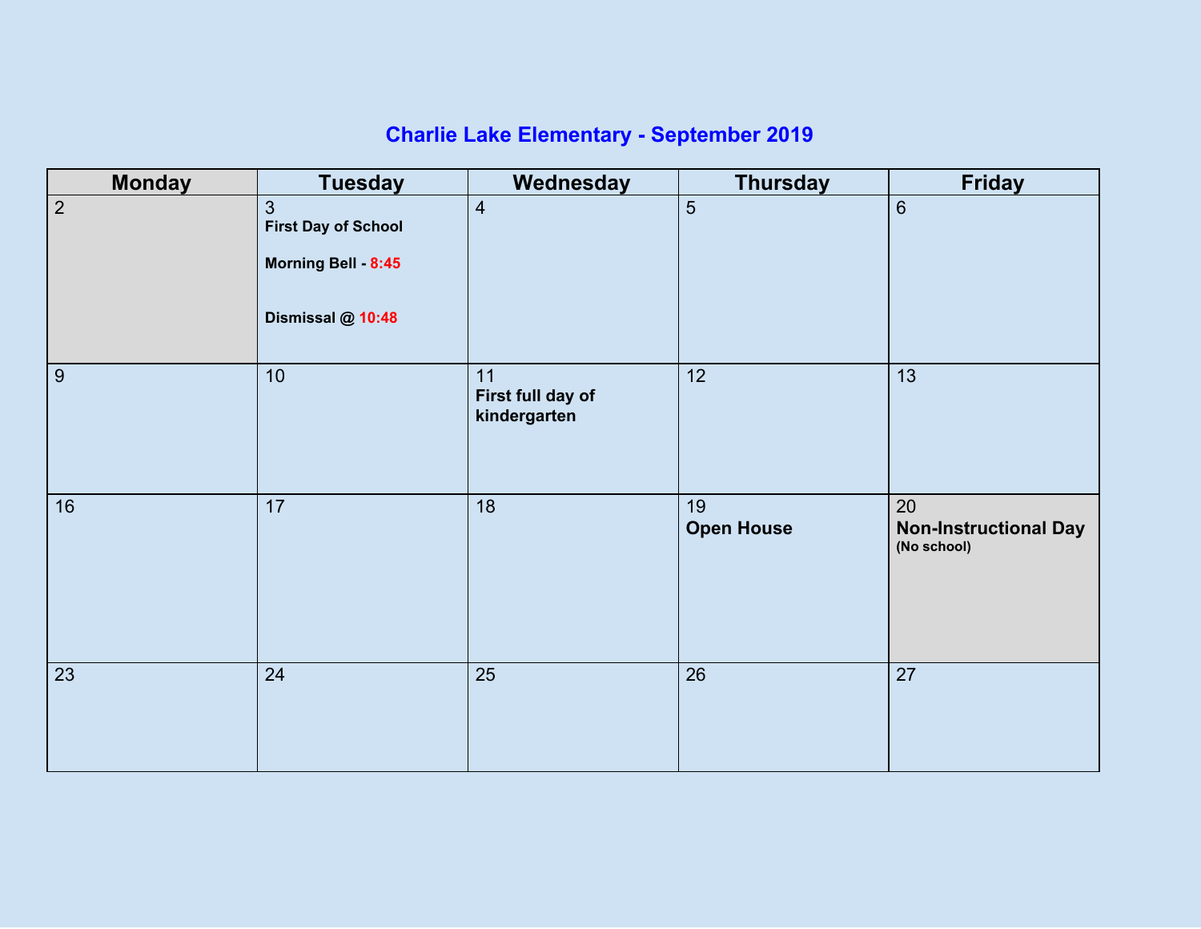# Charlie Lake Elementary - September 2019

| Monday | Tuesday | Wednesday | Thursday | Friday |
|---|---|---|---|---|
| 2 | 3 **First Day of School** **Morning Bell - 8:45** **Dismissal @ 10:48** | 4 | 5 | 6 |
| 9 | 10 | 11 **First full day of kindergarten** | 12 | 13 |
| 16 | 17 | 18 | 19 **Open House** | 20 **Non-Instructional Day** **(No school)** |
| 23 | 24 | 25 | 26 | 27 |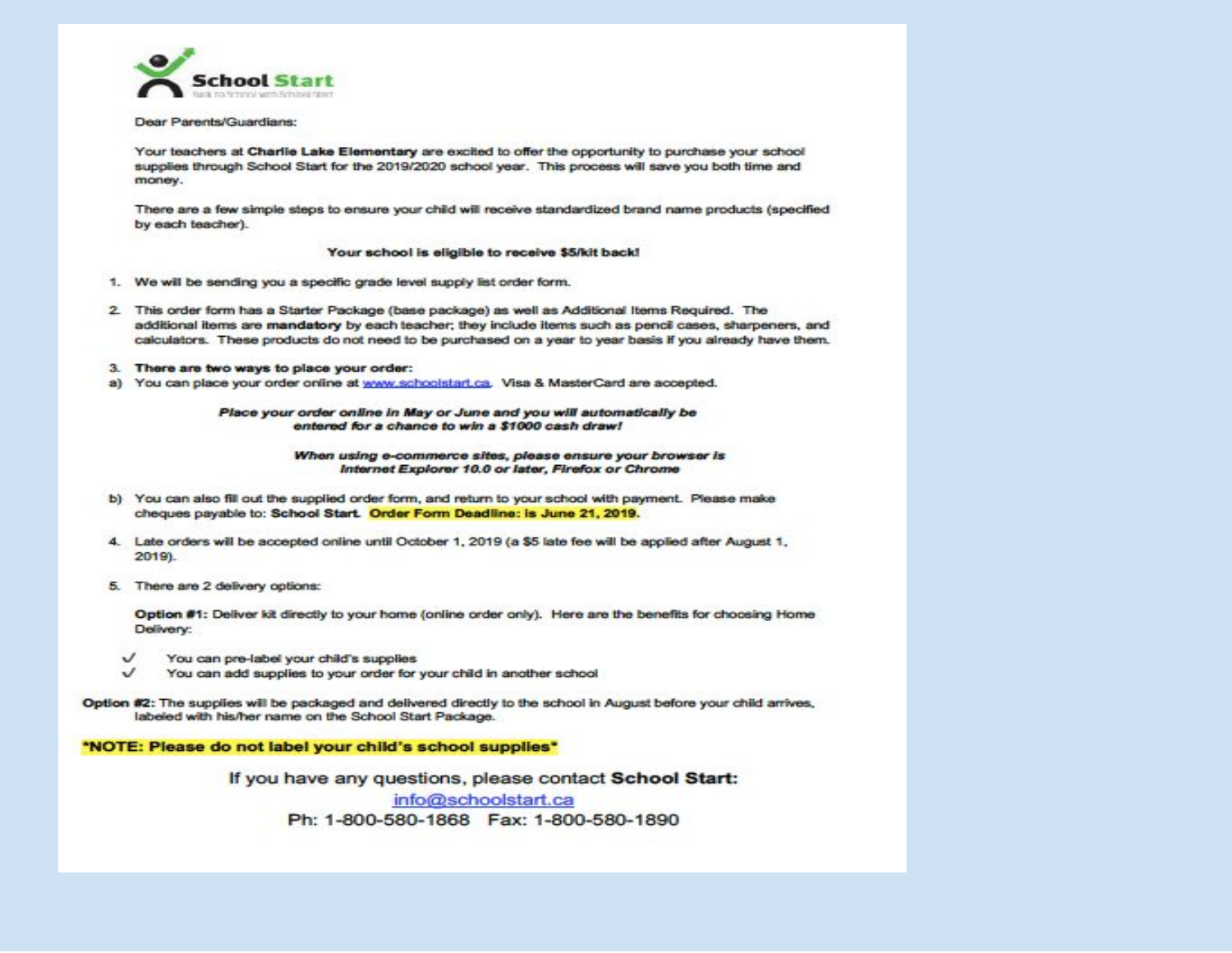**School Start**

back to School with School Start

Dear Parents/Guardians:

Your teachers at **Charlie Lake Elementary** are excited to offer the opportunity to purchase your school supplies through School Start for the 2019/2020 school year. This process will save you both time and money.

There are a few simple steps to ensure your child will receive standardized brand name products (specified by each teacher).

**Your school is eligible to receive $5/kit back!**

1. We will be sending you a specific grade level supply list order form.

2. This order form has a Starter Package (base package) as well as Additional Items Required. The additional items are **mandatory** by each teacher; they include items such as pencil cases, sharpeners, and calculators. These products do not need to be purchased on a year to year basis if you already have them.

3. **There are two ways to place your order:**

a) You can place your order online at www.schoolstart.ca. Visa & MasterCard are accepted.

***Place your order online in May or June and you will automatically be entered for a chance to win a $1000 cash draw!***

***When using e-commerce sites, please ensure your browser is Internet Explorer 10.0 or later, Firefox or Chrome***

b) You can also fill out the supplied order form, and return to your school with payment. Please make cheques payable to: **School Start**. **Order Form Deadline: is June 21, 2019.**

4. Late orders will be accepted online until October 1, 2019 (a $5 late fee will be applied after August 1, 2019).

5. There are 2 delivery options:

**Option #1:** Deliver kit directly to your home (online order only). Here are the benefits for choosing Home Delivery:

- ✓ You can pre-label your child's supplies
- ✓ You can add supplies to your order for your child in another school

**Option #2:** The supplies will be packaged and delivered directly to the school in August before your child arrives, labeled with his/her name on the School Start Package.

**\*NOTE: Please do not label your child's school supplies\***

If you have any questions, please contact **School Start:**

info@schoolstart.ca

Ph: 1-800-580-1868 Fax: 1-800-580-1890